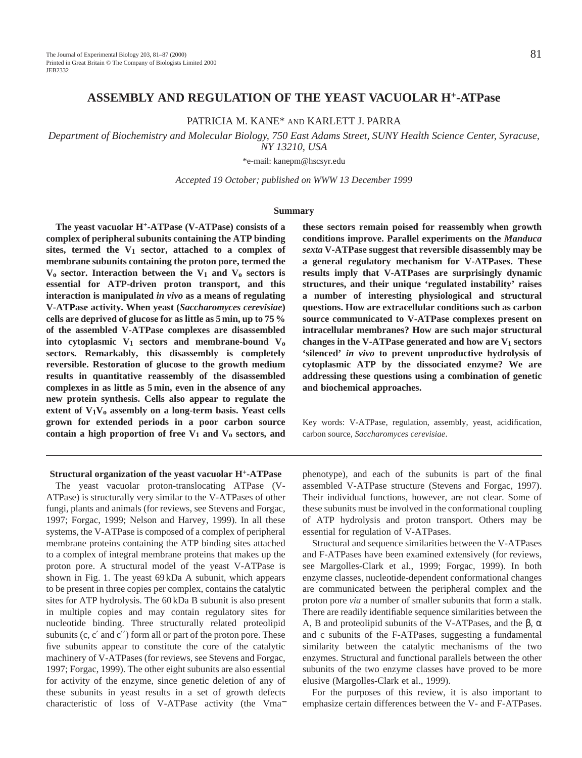# ASSEMBLY AND REGULATION OF THE YEAST VACUOLAR $H^+$-ATPase

PATRICIA M. KANE* AND KARLETT J. PARRA

*Department of Biochemistry and Molecular Biology, 750 East Adams Street, SUNY Health Science Center, Syracuse, NY 13210, USA*

*e-mail: kanepm@hscsyr.edu

*Accepted 19 October; published on WWW 13 December 1999*

## Summary

**The yeast vacuolar $H^+$-ATPase (V-ATPase) consists of a complex of peripheral subunits containing the ATP binding sites, termed the $V_1$ sector, attached to a complex of membrane subunits containing the proton pore, termed the $V_o$ sector. Interaction between the $V_1$ and $V_o$ sectors is essential for ATP-driven proton transport, and this interaction is manipulated *in vivo* as a means of regulating V-ATPase activity. When yeast (*Saccharomyces cerevisiae*) cells are deprived of glucose for as little as 5 min, up to 75 % of the assembled V-ATPase complexes are disassembled into cytoplasmic $V_1$ sectors and membrane-bound $V_o$ sectors. Remarkably, this disassembly is completely reversible. Restoration of glucose to the growth medium results in quantitative reassembly of the disassembled complexes in as little as 5 min, even in the absence of any new protein synthesis. Cells also appear to regulate the extent of $V_1V_o$ assembly on a long-term basis. Yeast cells grown for extended periods in a poor carbon source contain a high proportion of free $V_1$ and $V_o$ sectors, and these sectors remain poised for reassembly when growth conditions improve. Parallel experiments on the *Manduca sexta* V-ATPase suggest that reversible disassembly may be a general regulatory mechanism for V-ATPases. These results imply that V-ATPases are surprisingly dynamic structures, and their unique 'regulated instability' raises a number of interesting physiological and structural questions. How are extracellular conditions such as carbon source communicated to V-ATPase complexes present on intracellular membranes? How are such major structural changes in the V-ATPase generated and how are $V_1$ sectors 'silenced' *in vivo* to prevent unproductive hydrolysis of cytoplasmic ATP by the dissociated enzyme? We are addressing these questions using a combination of genetic and biochemical approaches.**

Key words: V-ATPase, regulation, assembly, yeast, acidification, carbon source, *Saccharomyces cerevisiae*.

## Structural organization of the yeast vacuolar $H^+$-ATPase

The yeast vacuolar proton-translocating ATPase (V-ATPase) is structurally very similar to the V-ATPases of other fungi, plants and animals (for reviews, see Stevens and Forgac, 1997; Forgac, 1999; Nelson and Harvey, 1999). In all these systems, the V-ATPase is composed of a complex of peripheral membrane proteins containing the ATP binding sites attached to a complex of integral membrane proteins that makes up the proton pore. A structural model of the yeast V-ATPase is shown in Fig. 1. The yeast 69 kDa A subunit, which appears to be present in three copies per complex, contains the catalytic sites for ATP hydrolysis. The 60 kDa B subunit is also present in multiple copies and may contain regulatory sites for nucleotide binding. Three structurally related proteolipid subunits (c, c′ and c′′) form all or part of the proton pore. These five subunits appear to constitute the core of the catalytic machinery of V-ATPases (for reviews, see Stevens and Forgac, 1997; Forgac, 1999). The other eight subunits are also essential for activity of the enzyme, since genetic deletion of any of these subunits in yeast results in a set of growth defects characteristic of loss of V-ATPase activity (the Vma− phenotype), and each of the subunits is part of the final assembled V-ATPase structure (Stevens and Forgac, 1997). Their individual functions, however, are not clear. Some of these subunits must be involved in the conformational coupling of ATP hydrolysis and proton transport. Others may be essential for regulation of V-ATPases.

Structural and sequence similarities between the V-ATPases and F-ATPases have been examined extensively (for reviews, see Margolles-Clark et al., 1999; Forgac, 1999). In both enzyme classes, nucleotide-dependent conformational changes are communicated between the peripheral complex and the proton pore *via* a number of smaller subunits that form a stalk. There are readily identifiable sequence similarities between the A, B and proteolipid subunits of the V-ATPases, and the β, α and c subunits of the F-ATPases, suggesting a fundamental similarity between the catalytic mechanisms of the two enzymes. Structural and functional parallels between the other subunits of the two enzyme classes have proved to be more elusive (Margolles-Clark et al., 1999).

For the purposes of this review, it is also important to emphasize certain differences between the V- and F-ATPases.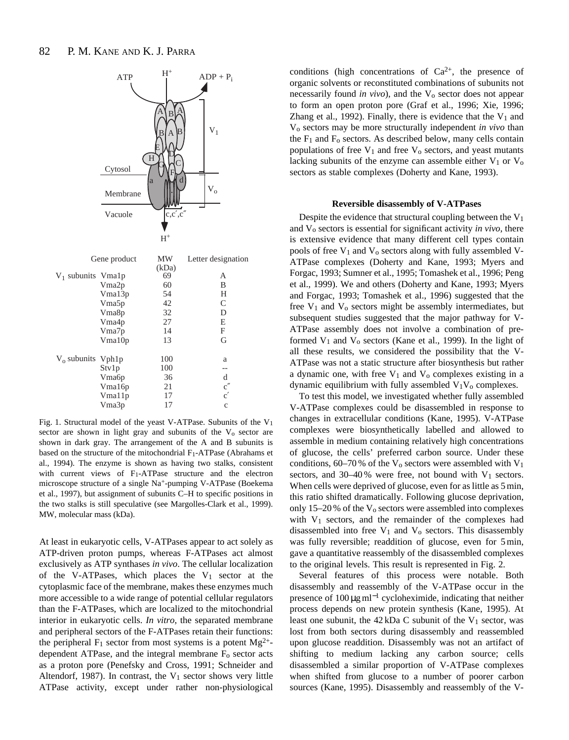| | Gene product | MW (kDa) | Letter designation |
|---|---|---|---|
| $V_1$ subunits | Vma1p | 69 | A |
| | Vma2p | 60 | B |
| | Vma13p | 54 | H |
| | Vma5p | 42 | C |
| | Vma8p | 32 | D |
| | Vma4p | 27 | E |
| | Vma7p | 14 | F |
| | Vma10p | 13 | G |
| $V_o$ subunits | Vph1p | 100 | a |
| | Stv1p | 100 | -- |
| | Vma6p | 36 | d |
| | Vma16p | 21 | c″ |
| | Vma11p | 17 | c′ |
| | Vma3p | 17 | c |

Fig. 1. Structural model of the yeast V-ATPase. Subunits of the $V_1$ sector are shown in light gray and subunits of the $V_o$ sector are shown in dark gray. The arrangement of the A and B subunits is based on the structure of the mitochondrial $F_1$-ATPase (Abrahams et al., 1994). The enzyme is shown as having two stalks, consistent with current views of $F_1$-ATPase structure and the electron microscope structure of a single $Na^+$-pumping V-ATPase (Boekema et al., 1997), but assignment of subunits C–H to specific positions in the two stalks is still speculative (see Margolles-Clark et al., 1999). MW, molecular mass (kDa).

At least in eukaryotic cells, V-ATPases appear to act solely as ATP-driven proton pumps, whereas F-ATPases act almost exclusively as ATP synthases *in vivo*. The cellular localization of the V-ATPases, which places the $V_1$ sector at the cytoplasmic face of the membrane, makes these enzymes much more accessible to a wide range of potential cellular regulators than the F-ATPases, which are localized to the mitochondrial interior in eukaryotic cells. *In vitro*, the separated membrane and peripheral sectors of the F-ATPases retain their functions: the peripheral $F_1$ sector from most systems is a potent $Mg^{2+}$-dependent ATPase, and the integral membrane $F_o$ sector acts as a proton pore (Penefsky and Cross, 1991; Schneider and Altendorf, 1987). In contrast, the $V_1$ sector shows very little ATPase activity, except under rather non-physiological conditions (high concentrations of $Ca^{2+}$, the presence of organic solvents or reconstituted combinations of subunits not necessarily found *in vivo*), and the $V_o$ sector does not appear to form an open proton pore (Graf et al., 1996; Xie, 1996; Zhang et al., 1992). Finally, there is evidence that the $V_1$ and $V_o$ sectors may be more structurally independent *in vivo* than the $F_1$ and $F_o$ sectors. As described below, many cells contain populations of free $V_1$ and free $V_o$ sectors, and yeast mutants lacking subunits of the enzyme can assemble either $V_1$ or $V_o$ sectors as stable complexes (Doherty and Kane, 1993).

## Reversible disassembly of V-ATPases

Despite the evidence that structural coupling between the $V_1$ and $V_o$ sectors is essential for significant activity *in vivo*, there is extensive evidence that many different cell types contain pools of free $V_1$ and $V_o$ sectors along with fully assembled V-ATPase complexes (Doherty and Kane, 1993; Myers and Forgac, 1993; Sumner et al., 1995; Tomashek et al., 1996; Peng et al., 1999). We and others (Doherty and Kane, 1993; Myers and Forgac, 1993; Tomashek et al., 1996) suggested that the free $V_1$ and $V_o$ sectors might be assembly intermediates, but subsequent studies suggested that the major pathway for V-ATPase assembly does not involve a combination of pre-formed $V_1$ and $V_o$ sectors (Kane et al., 1999). In the light of all these results, we considered the possibility that the V-ATPase was not a static structure after biosynthesis but rather a dynamic one, with free $V_1$ and $V_o$ complexes existing in a dynamic equilibrium with fully assembled $V_1V_o$ complexes.

To test this model, we investigated whether fully assembled V-ATPase complexes could be disassembled in response to changes in extracellular conditions (Kane, 1995). V-ATPase complexes were biosynthetically labelled and allowed to assemble in medium containing relatively high concentrations of glucose, the cells' preferred carbon source. Under these conditions, 60–70 % of the $V_o$ sectors were assembled with $V_1$ sectors, and 30–40 % were free, not bound with $V_1$ sectors. When cells were deprived of glucose, even for as little as 5 min, this ratio shifted dramatically. Following glucose deprivation, only 15–20 % of the $V_o$ sectors were assembled into complexes with $V_1$ sectors, and the remainder of the complexes had disassembled into free $V_1$ and $V_o$ sectors. This disassembly was fully reversible; readdition of glucose, even for 5 min, gave a quantitative reassembly of the disassembled complexes to the original levels. This result is represented in Fig. 2.

Several features of this process were notable. Both disassembly and reassembly of the V-ATPase occur in the presence of 100 μg ml$^{-1}$ cycloheximide, indicating that neither process depends on new protein synthesis (Kane, 1995). At least one subunit, the 42 kDa C subunit of the $V_1$ sector, was lost from both sectors during disassembly and reassembled upon glucose readdition. Disassembly was not an artifact of shifting to medium lacking any carbon source; cells disassembled a similar proportion of V-ATPase complexes when shifted from glucose to a number of poorer carbon sources (Kane, 1995). Disassembly and reassembly of the V-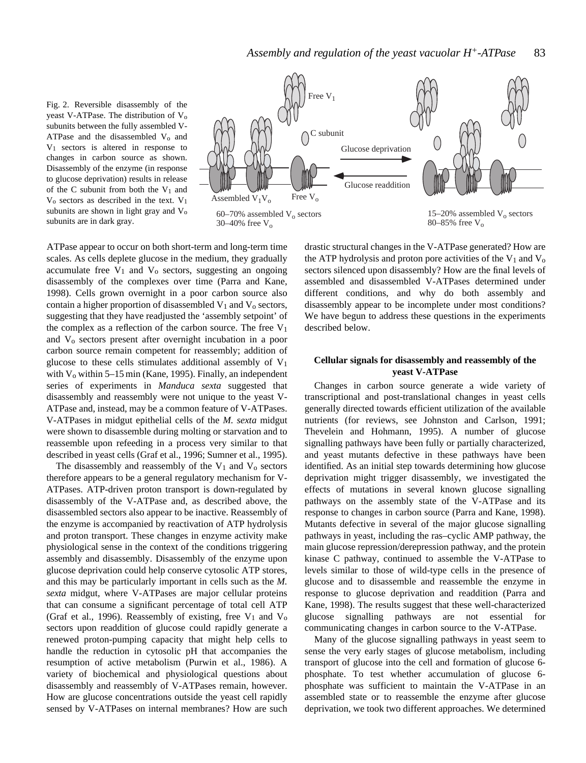Fig. 2. Reversible disassembly of the yeast V-ATPase. The distribution of $V_o$ subunits between the fully assembled V-ATPase and the disassembled $V_o$ and $V_1$ sectors is altered in response to changes in carbon source as shown. Disassembly of the enzyme (in response to glucose deprivation) results in release of the C subunit from both the $V_1$ and $V_o$ sectors as described in the text. $V_1$ subunits are shown in light gray and $V_o$ subunits are in dark gray.

ATPase appear to occur on both short-term and long-term time scales. As cells deplete glucose in the medium, they gradually accumulate free $V_1$ and $V_o$ sectors, suggesting an ongoing disassembly of the complexes over time (Parra and Kane, 1998). Cells grown overnight in a poor carbon source also contain a higher proportion of disassembled $V_1$ and $V_o$ sectors, suggesting that they have readjusted the 'assembly setpoint' of the complex as a reflection of the carbon source. The free $V_1$ and $V_o$ sectors present after overnight incubation in a poor carbon source remain competent for reassembly; addition of glucose to these cells stimulates additional assembly of $V_1$ with $V_o$ within 5–15 min (Kane, 1995). Finally, an independent series of experiments in *Manduca sexta* suggested that disassembly and reassembly were not unique to the yeast V-ATPase and, instead, may be a common feature of V-ATPases. V-ATPases in midgut epithelial cells of the *M. sexta* midgut were shown to disassemble during molting or starvation and to reassemble upon refeeding in a process very similar to that described in yeast cells (Graf et al., 1996; Sumner et al., 1995).

The disassembly and reassembly of the $V_1$ and $V_o$ sectors therefore appears to be a general regulatory mechanism for V-ATPases. ATP-driven proton transport is down-regulated by disassembly of the V-ATPase and, as described above, the disassembled sectors also appear to be inactive. Reassembly of the enzyme is accompanied by reactivation of ATP hydrolysis and proton transport. These changes in enzyme activity make physiological sense in the context of the conditions triggering assembly and disassembly. Disassembly of the enzyme upon glucose deprivation could help conserve cytosolic ATP stores, and this may be particularly important in cells such as the *M. sexta* midgut, where V-ATPases are major cellular proteins that can consume a significant percentage of total cell ATP (Graf et al., 1996). Reassembly of existing, free $V_1$ and $V_o$ sectors upon readdition of glucose could rapidly generate a renewed proton-pumping capacity that might help cells to handle the reduction in cytosolic pH that accompanies the resumption of active metabolism (Purwin et al., 1986). A variety of biochemical and physiological questions about disassembly and reassembly of V-ATPases remain, however. How are glucose concentrations outside the yeast cell rapidly sensed by V-ATPases on internal membranes? How are such drastic structural changes in the V-ATPase generated? How are the ATP hydrolysis and proton pore activities of the $V_1$ and $V_o$ sectors silenced upon disassembly? How are the final levels of assembled and disassembled V-ATPases determined under different conditions, and why do both assembly and disassembly appear to be incomplete under most conditions? We have begun to address these questions in the experiments described below.

## Cellular signals for disassembly and reassembly of the yeast V-ATPase

Changes in carbon source generate a wide variety of transcriptional and post-translational changes in yeast cells generally directed towards efficient utilization of the available nutrients (for reviews, see Johnston and Carlson, 1991; Thevelein and Hohmann, 1995). A number of glucose signalling pathways have been fully or partially characterized, and yeast mutants defective in these pathways have been identified. As an initial step towards determining how glucose deprivation might trigger disassembly, we investigated the effects of mutations in several known glucose signalling pathways on the assembly state of the V-ATPase and its response to changes in carbon source (Parra and Kane, 1998). Mutants defective in several of the major glucose signalling pathways in yeast, including the ras–cyclic AMP pathway, the main glucose repression/derepression pathway, and the protein kinase C pathway, continued to assemble the V-ATPase to levels similar to those of wild-type cells in the presence of glucose and to disassemble and reassemble the enzyme in response to glucose deprivation and readdition (Parra and Kane, 1998). The results suggest that these well-characterized glucose signalling pathways are not essential for communicating changes in carbon source to the V-ATPase.

Many of the glucose signalling pathways in yeast seem to sense the very early stages of glucose metabolism, including transport of glucose into the cell and formation of glucose 6-phosphate. To test whether accumulation of glucose 6-phosphate was sufficient to maintain the V-ATPase in an assembled state or to reassemble the enzyme after glucose deprivation, we took two different approaches. We determined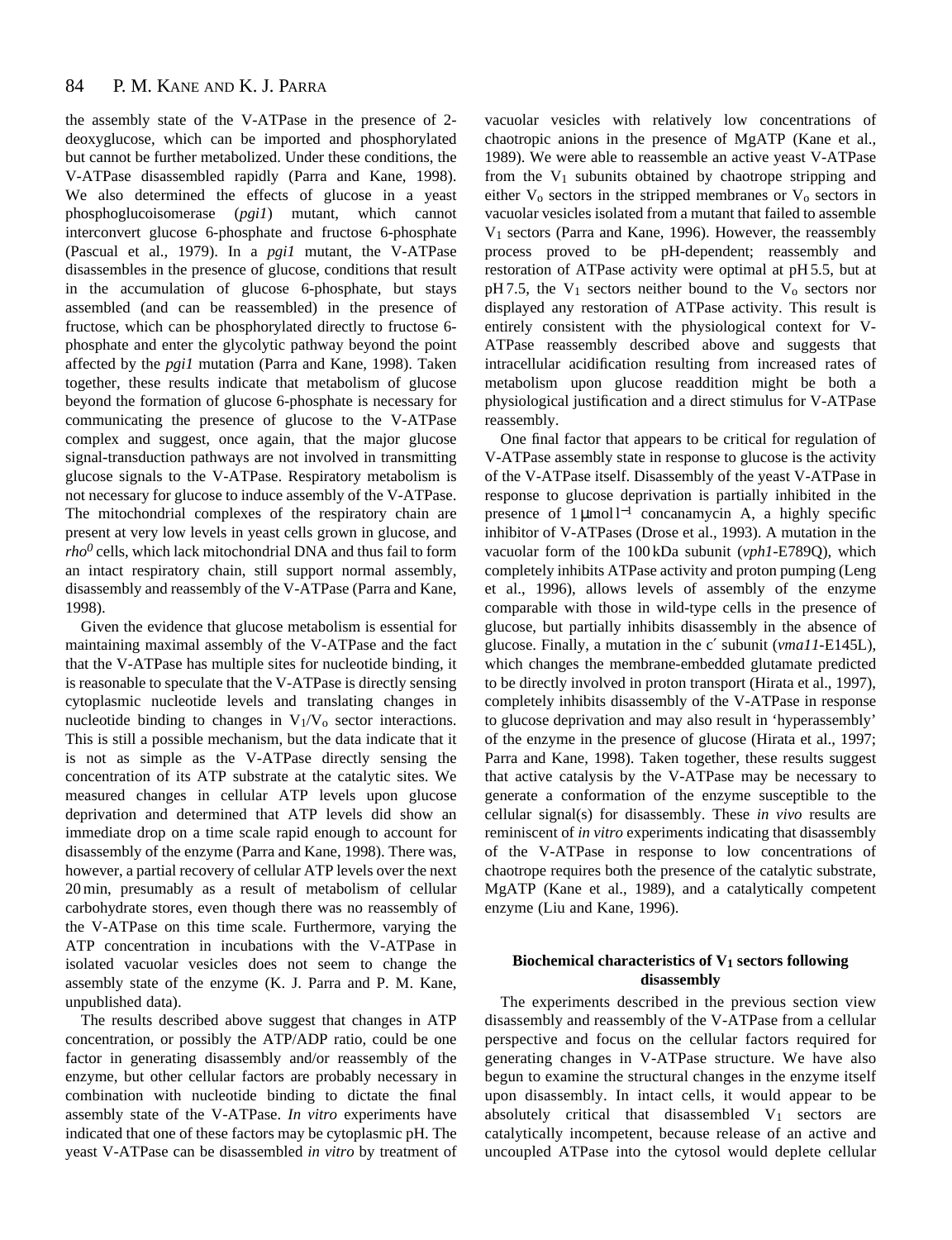the assembly state of the V-ATPase in the presence of 2-deoxyglucose, which can be imported and phosphorylated but cannot be further metabolized. Under these conditions, the V-ATPase disassembled rapidly (Parra and Kane, 1998). We also determined the effects of glucose in a yeast phosphoglucoisomerase (*pgi1*) mutant, which cannot interconvert glucose 6-phosphate and fructose 6-phosphate (Pascual et al., 1979). In a *pgi1* mutant, the V-ATPase disassembles in the presence of glucose, conditions that result in the accumulation of glucose 6-phosphate, but stays assembled (and can be reassembled) in the presence of fructose, which can be phosphorylated directly to fructose 6-phosphate and enter the glycolytic pathway beyond the point affected by the *pgi1* mutation (Parra and Kane, 1998). Taken together, these results indicate that metabolism of glucose beyond the formation of glucose 6-phosphate is necessary for communicating the presence of glucose to the V-ATPase complex and suggest, once again, that the major glucose signal-transduction pathways are not involved in transmitting glucose signals to the V-ATPase. Respiratory metabolism is not necessary for glucose to induce assembly of the V-ATPase. The mitochondrial complexes of the respiratory chain are present at very low levels in yeast cells grown in glucose, and *rho*$^0$ cells, which lack mitochondrial DNA and thus fail to form an intact respiratory chain, still support normal assembly, disassembly and reassembly of the V-ATPase (Parra and Kane, 1998).

Given the evidence that glucose metabolism is essential for maintaining maximal assembly of the V-ATPase and the fact that the V-ATPase has multiple sites for nucleotide binding, it is reasonable to speculate that the V-ATPase is directly sensing cytoplasmic nucleotide levels and translating changes in nucleotide binding to changes in $V_1/V_o$ sector interactions. This is still a possible mechanism, but the data indicate that it is not as simple as the V-ATPase directly sensing the concentration of its ATP substrate at the catalytic sites. We measured changes in cellular ATP levels upon glucose deprivation and determined that ATP levels did show an immediate drop on a time scale rapid enough to account for disassembly of the enzyme (Parra and Kane, 1998). There was, however, a partial recovery of cellular ATP levels over the next 20 min, presumably as a result of metabolism of cellular carbohydrate stores, even though there was no reassembly of the V-ATPase on this time scale. Furthermore, varying the ATP concentration in incubations with the V-ATPase in isolated vacuolar vesicles does not seem to change the assembly state of the enzyme (K. J. Parra and P. M. Kane, unpublished data).

The results described above suggest that changes in ATP concentration, or possibly the ATP/ADP ratio, could be one factor in generating disassembly and/or reassembly of the enzyme, but other cellular factors are probably necessary in combination with nucleotide binding to dictate the final assembly state of the V-ATPase. *In vitro* experiments have indicated that one of these factors may be cytoplasmic pH. The yeast V-ATPase can be disassembled *in vitro* by treatment of vacuolar vesicles with relatively low concentrations of chaotropic anions in the presence of MgATP (Kane et al., 1989). We were able to reassemble an active yeast V-ATPase from the $V_1$ subunits obtained by chaotrope stripping and either $V_o$ sectors in the stripped membranes or $V_o$ sectors in vacuolar vesicles isolated from a mutant that failed to assemble $V_1$ sectors (Parra and Kane, 1996). However, the reassembly process proved to be pH-dependent; reassembly and restoration of ATPase activity were optimal at pH 5.5, but at pH 7.5, the $V_1$ sectors neither bound to the $V_o$ sectors nor displayed any restoration of ATPase activity. This result is entirely consistent with the physiological context for V-ATPase reassembly described above and suggests that intracellular acidification resulting from increased rates of metabolism upon glucose readdition might be both a physiological justification and a direct stimulus for V-ATPase reassembly.

One final factor that appears to be critical for regulation of V-ATPase assembly state in response to glucose is the activity of the V-ATPase itself. Disassembly of the yeast V-ATPase in response to glucose deprivation is partially inhibited in the presence of $1\,\mu mol\,l^{-1}$ concanamycin A, a highly specific inhibitor of V-ATPases (Drose et al., 1993). A mutation in the vacuolar form of the 100 kDa subunit (*vph1*-E789Q), which completely inhibits ATPase activity and proton pumping (Leng et al., 1996), allows levels of assembly of the enzyme comparable with those in wild-type cells in the presence of glucose, but partially inhibits disassembly in the absence of glucose. Finally, a mutation in the c′ subunit (*vma11*-E145L), which changes the membrane-embedded glutamate predicted to be directly involved in proton transport (Hirata et al., 1997), completely inhibits disassembly of the V-ATPase in response to glucose deprivation and may also result in ‘hyperassembly’ of the enzyme in the presence of glucose (Hirata et al., 1997; Parra and Kane, 1998). Taken together, these results suggest that active catalysis by the V-ATPase may be necessary to generate a conformation of the enzyme susceptible to the cellular signal(s) for disassembly. These *in vivo* results are reminiscent of *in vitro* experiments indicating that disassembly of the V-ATPase in response to low concentrations of chaotrope requires both the presence of the catalytic substrate, MgATP (Kane et al., 1989), and a catalytically competent enzyme (Liu and Kane, 1996).

### Biochemical characteristics of $V_1$ sectors following disassembly

The experiments described in the previous section view disassembly and reassembly of the V-ATPase from a cellular perspective and focus on the cellular factors required for generating changes in V-ATPase structure. We have also begun to examine the structural changes in the enzyme itself upon disassembly. In intact cells, it would appear to be absolutely critical that disassembled $V_1$ sectors are catalytically incompetent, because release of an active and uncoupled ATPase into the cytosol would deplete cellular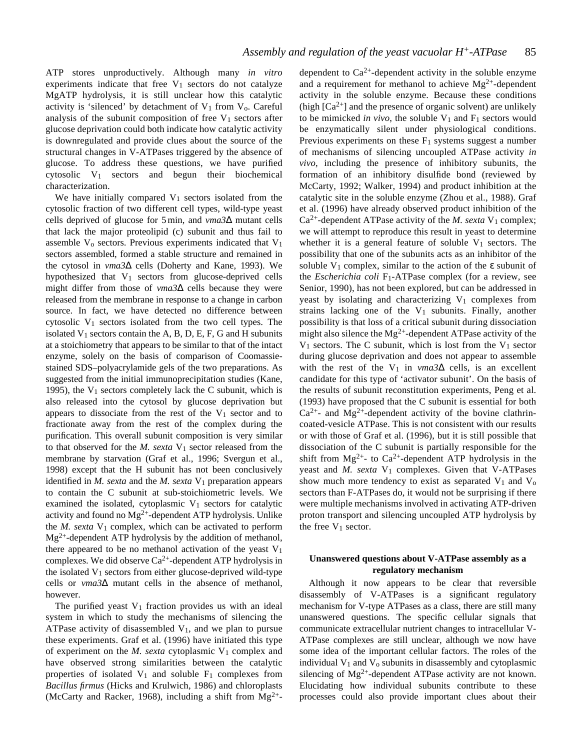ATP stores unproductively. Although many *in vitro* experiments indicate that free $V_1$ sectors do not catalyze MgATP hydrolysis, it is still unclear how this catalytic activity is 'silenced' by detachment of $V_1$ from $V_o$. Careful analysis of the subunit composition of free $V_1$ sectors after glucose deprivation could both indicate how catalytic activity is downregulated and provide clues about the source of the structural changes in V-ATPases triggered by the absence of glucose. To address these questions, we have purified cytosolic $V_1$ sectors and begun their biochemical characterization.

We have initially compared $V_1$ sectors isolated from the cytosolic fraction of two different cell types, wild-type yeast cells deprived of glucose for 5 min, and *vma3*Δ mutant cells that lack the major proteolipid (c) subunit and thus fail to assemble $V_o$ sectors. Previous experiments indicated that $V_1$ sectors assembled, formed a stable structure and remained in the cytosol in *vma3*Δ cells (Doherty and Kane, 1993). We hypothesized that $V_1$ sectors from glucose-deprived cells might differ from those of *vma3*Δ cells because they were released from the membrane in response to a change in carbon source. In fact, we have detected no difference between cytosolic $V_1$ sectors isolated from the two cell types. The isolated $V_1$ sectors contain the A, B, D, E, F, G and H subunits at a stoichiometry that appears to be similar to that of the intact enzyme, solely on the basis of comparison of Coomassie-stained SDS–polyacrylamide gels of the two preparations. As suggested from the initial immunoprecipitation studies (Kane, 1995), the $V_1$ sectors completely lack the C subunit, which is also released into the cytosol by glucose deprivation but appears to dissociate from the rest of the $V_1$ sector and to fractionate away from the rest of the complex during the purification. This overall subunit composition is very similar to that observed for the *M. sexta* $V_1$ sector released from the membrane by starvation (Graf et al., 1996; Svergun et al., 1998) except that the H subunit has not been conclusively identified in *M. sexta* and the *M. sexta* $V_1$ preparation appears to contain the C subunit at sub-stoichiometric levels. We examined the isolated, cytoplasmic $V_1$ sectors for catalytic activity and found no $Mg^{2+}$-dependent ATP hydrolysis. Unlike the *M. sexta* $V_1$ complex, which can be activated to perform $Mg^{2+}$-dependent ATP hydrolysis by the addition of methanol, there appeared to be no methanol activation of the yeast $V_1$ complexes. We did observe $Ca^{2+}$-dependent ATP hydrolysis in the isolated $V_1$ sectors from either glucose-deprived wild-type cells or *vma3*Δ mutant cells in the absence of methanol, however.

The purified yeast $V_1$ fraction provides us with an ideal system in which to study the mechanisms of silencing the ATPase activity of disassembled $V_1$, and we plan to pursue these experiments. Graf et al. (1996) have initiated this type of experiment on the *M. sexta* cytoplasmic $V_1$ complex and have observed strong similarities between the catalytic properties of isolated $V_1$ and soluble $F_1$ complexes from *Bacillus firmus* (Hicks and Krulwich, 1986) and chloroplasts (McCarty and Racker, 1968), including a shift from $Mg^{2+}$-dependent to $Ca^{2+}$-dependent activity in the soluble enzyme and a requirement for methanol to achieve $Mg^{2+}$-dependent activity in the soluble enzyme. Because these conditions (high $[Ca^{2+}]$ and the presence of organic solvent) are unlikely to be mimicked *in vivo*, the soluble $V_1$ and $F_1$ sectors would be enzymatically silent under physiological conditions. Previous experiments on these $F_1$ systems suggest a number of mechanisms of silencing uncoupled ATPase activity *in vivo*, including the presence of inhibitory subunits, the formation of an inhibitory disulfide bond (reviewed by McCarty, 1992; Walker, 1994) and product inhibition at the catalytic site in the soluble enzyme (Zhou et al., 1988). Graf et al. (1996) have already observed product inhibition of the $Ca^{2+}$-dependent ATPase activity of the *M. sexta* $V_1$ complex; we will attempt to reproduce this result in yeast to determine whether it is a general feature of soluble $V_1$ sectors. The possibility that one of the subunits acts as an inhibitor of the soluble $V_1$ complex, similar to the action of the ε subunit of the *Escherichia coli* $F_1$-ATPase complex (for a review, see Senior, 1990), has not been explored, but can be addressed in yeast by isolating and characterizing $V_1$ complexes from strains lacking one of the $V_1$ subunits. Finally, another possibility is that loss of a critical subunit during dissociation might also silence the $Mg^{2+}$-dependent ATPase activity of the $V_1$ sectors. The C subunit, which is lost from the $V_1$ sector during glucose deprivation and does not appear to assemble with the rest of the $V_1$ in *vma3*Δ cells, is an excellent candidate for this type of 'activator subunit'. On the basis of the results of subunit reconstitution experiments, Peng et al. (1993) have proposed that the C subunit is essential for both $Ca^{2+}$- and $Mg^{2+}$-dependent activity of the bovine clathrin-coated-vesicle ATPase. This is not consistent with our results or with those of Graf et al. (1996), but it is still possible that dissociation of the C subunit is partially responsible for the shift from $Mg^{2+}$- to $Ca^{2+}$-dependent ATP hydrolysis in the yeast and *M. sexta* $V_1$ complexes. Given that V-ATPases show much more tendency to exist as separated $V_1$ and $V_o$ sectors than F-ATPases do, it would not be surprising if there were multiple mechanisms involved in activating ATP-driven proton transport and silencing uncoupled ATP hydrolysis by the free $V_1$ sector.

## Unanswered questions about V-ATPase assembly as a regulatory mechanism

Although it now appears to be clear that reversible disassembly of V-ATPases is a significant regulatory mechanism for V-type ATPases as a class, there are still many unanswered questions. The specific cellular signals that communicate extracellular nutrient changes to intracellular V-ATPase complexes are still unclear, although we now have some idea of the important cellular factors. The roles of the individual $V_1$ and $V_o$ subunits in disassembly and cytoplasmic silencing of $Mg^{2+}$-dependent ATPase activity are not known. Elucidating how individual subunits contribute to these processes could also provide important clues about their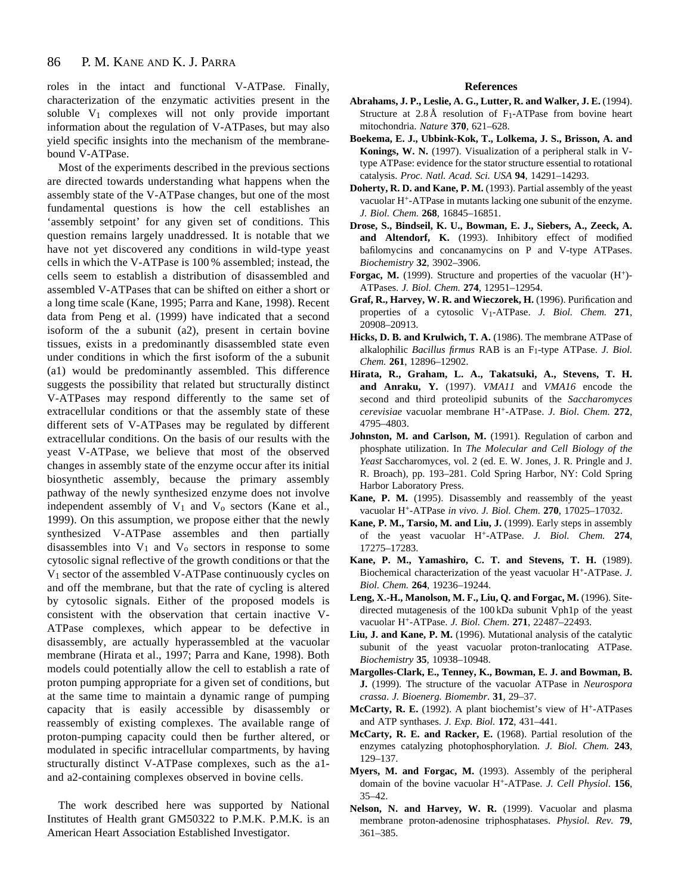roles in the intact and functional V-ATPase. Finally, characterization of the enzymatic activities present in the soluble $V_1$ complexes will not only provide important information about the regulation of V-ATPases, but may also yield specific insights into the mechanism of the membrane-bound V-ATPase.

Most of the experiments described in the previous sections are directed towards understanding what happens when the assembly state of the V-ATPase changes, but one of the most fundamental questions is how the cell establishes an 'assembly setpoint' for any given set of conditions. This question remains largely unaddressed. It is notable that we have not yet discovered any conditions in wild-type yeast cells in which the V-ATPase is 100 % assembled; instead, the cells seem to establish a distribution of disassembled and assembled V-ATPases that can be shifted on either a short or a long time scale (Kane, 1995; Parra and Kane, 1998). Recent data from Peng et al. (1999) have indicated that a second isoform of the a subunit (a2), present in certain bovine tissues, exists in a predominantly disassembled state even under conditions in which the first isoform of the a subunit (a1) would be predominantly assembled. This difference suggests the possibility that related but structurally distinct V-ATPases may respond differently to the same set of extracellular conditions or that the assembly state of these different sets of V-ATPases may be regulated by different extracellular conditions. On the basis of our results with the yeast V-ATPase, we believe that most of the observed changes in assembly state of the enzyme occur after its initial biosynthetic assembly, because the primary assembly pathway of the newly synthesized enzyme does not involve independent assembly of $V_1$ and $V_o$ sectors (Kane et al., 1999). On this assumption, we propose either that the newly synthesized V-ATPase assembles and then partially disassembles into $V_1$ and $V_o$ sectors in response to some cytosolic signal reflective of the growth conditions or that the $V_1$ sector of the assembled V-ATPase continuously cycles on and off the membrane, but that the rate of cycling is altered by cytosolic signals. Either of the proposed models is consistent with the observation that certain inactive V-ATPase complexes, which appear to be defective in disassembly, are actually hyperassembled at the vacuolar membrane (Hirata et al., 1997; Parra and Kane, 1998). Both models could potentially allow the cell to establish a rate of proton pumping appropriate for a given set of conditions, but at the same time to maintain a dynamic range of pumping capacity that is easily accessible by disassembly or reassembly of existing complexes. The available range of proton-pumping capacity could then be further altered, or modulated in specific intracellular compartments, by having structurally distinct V-ATPase complexes, such as the a1- and a2-containing complexes observed in bovine cells.

The work described here was supported by National Institutes of Health grant GM50322 to P.M.K. P.M.K. is an American Heart Association Established Investigator.

## References

**Abrahams, J. P., Leslie, A. G., Lutter, R. and Walker, J. E.** (1994). Structure at 2.8 Å resolution of $F_1$-ATPase from bovine heart mitochondria. *Nature* **370**, 621–628.

**Boekema, E. J., Ubbink-Kok, T., Lolkema, J. S., Brisson, A. and Konings, W. N.** (1997). Visualization of a peripheral stalk in V-type ATPase: evidence for the stator structure essential to rotational catalysis. *Proc. Natl. Acad. Sci. USA* **94**, 14291–14293.

**Doherty, R. D. and Kane, P. M.** (1993). Partial assembly of the yeast vacuolar $H^+$-ATPase in mutants lacking one subunit of the enzyme. *J. Biol. Chem.* **268**, 16845–16851.

**Drose, S., Bindseil, K. U., Bowman, E. J., Siebers, A., Zeeck, A. and Altendorf, K.** (1993). Inhibitory effect of modified bafilomycins and concanamycins on P and V-type ATPases. *Biochemistry* **32**, 3902–3906.

**Forgac, M.** (1999). Structure and properties of the vacuolar $(H^+)$-ATPases. *J. Biol. Chem.* **274**, 12951–12954.

**Graf, R., Harvey, W. R. and Wieczorek, H.** (1996). Purification and properties of a cytosolic $V_1$-ATPase. *J. Biol. Chem.* **271**, 20908–20913.

**Hicks, D. B. and Krulwich, T. A.** (1986). The membrane ATPase of alkalophilic *Bacillus firmus* RAB is an $F_1$-type ATPase. *J. Biol. Chem.* **261**, 12896–12902.

**Hirata, R., Graham, L. A., Takatsuki, A., Stevens, T. H. and Anraku, Y.** (1997). *VMA11* and *VMA16* encode the second and third proteolipid subunits of the *Saccharomyces cerevisiae* vacuolar membrane $H^+$-ATPase. *J. Biol. Chem.* **272**, 4795–4803.

**Johnston, M. and Carlson, M.** (1991). Regulation of carbon and phosphate utilization. In *The Molecular and Cell Biology of the Yeast* Saccharomyces, vol. 2 (ed. E. W. Jones, J. R. Pringle and J. R. Broach), pp. 193–281. Cold Spring Harbor, NY: Cold Spring Harbor Laboratory Press.

**Kane, P. M.** (1995). Disassembly and reassembly of the yeast vacuolar $H^+$-ATPase *in vivo*. *J. Biol. Chem.* **270**, 17025–17032.

**Kane, P. M., Tarsio, M. and Liu, J.** (1999). Early steps in assembly of the yeast vacuolar $H^+$-ATPase. *J. Biol. Chem.* **274**, 17275–17283.

**Kane, P. M., Yamashiro, C. T. and Stevens, T. H.** (1989). Biochemical characterization of the yeast vacuolar $H^+$-ATPase. *J. Biol. Chem.* **264**, 19236–19244.

**Leng, X.-H., Manolson, M. F., Liu, Q. and Forgac, M.** (1996). Site-directed mutagenesis of the 100 kDa subunit Vph1p of the yeast vacuolar $H^+$-ATPase. *J. Biol. Chem*. **271**, 22487–22493.

**Liu, J. and Kane, P. M.** (1996). Mutational analysis of the catalytic subunit of the yeast vacuolar proton-tranlocating ATPase. *Biochemistry* **35**, 10938–10948.

**Margolles-Clark, E., Tenney, K., Bowman, E. J. and Bowman, B. J.** (1999). The structure of the vacuolar ATPase in *Neurospora crassa*. *J. Bioenerg. Biomembr*. **31**, 29–37.

**McCarty, R. E.** (1992). A plant biochemist's view of $H^+$-ATPases and ATP synthases. *J. Exp. Biol.* **172**, 431–441.

**McCarty, R. E. and Racker, E.** (1968). Partial resolution of the enzymes catalyzing photophosphorylation. *J. Biol. Chem.* **243**, 129–137.

**Myers, M. and Forgac, M.** (1993). Assembly of the peripheral domain of the bovine vacuolar $H^+$-ATPase. *J. Cell Physiol*. **156**, 35–42.

**Nelson, N. and Harvey, W. R.** (1999). Vacuolar and plasma membrane proton-adenosine triphosphatases. *Physiol. Rev.* **79**, 361–385.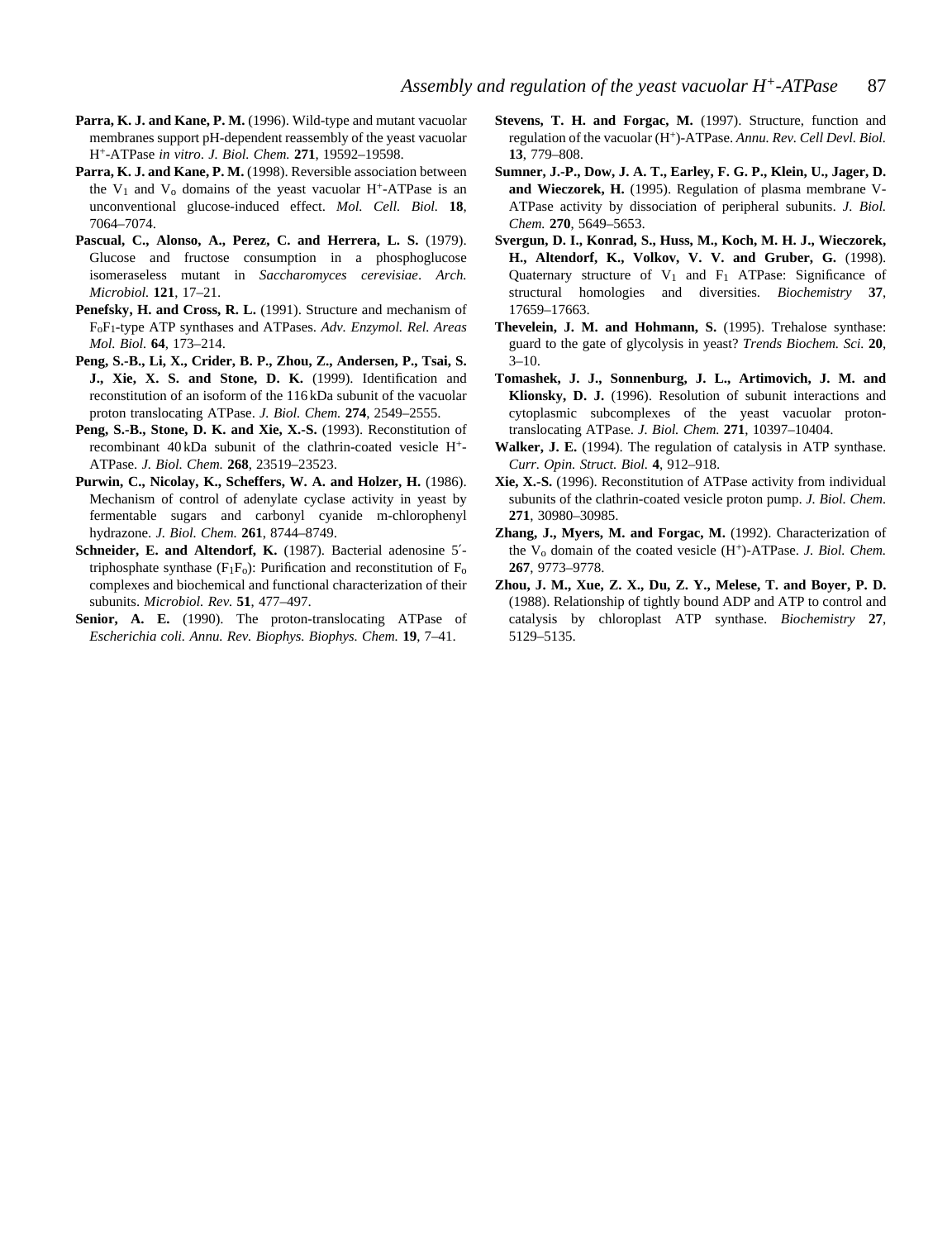**Parra, K. J. and Kane, P. M.** (1996). Wild-type and mutant vacuolar membranes support pH-dependent reassembly of the yeast vacuolar $H^+$-ATPase *in vitro*. *J. Biol. Chem.* **271**, 19592–19598.

**Parra, K. J. and Kane, P. M.** (1998). Reversible association between the $V_1$ and $V_o$ domains of the yeast vacuolar $H^+$-ATPase is an unconventional glucose-induced effect. *Mol. Cell. Biol.* **18**, 7064–7074.

**Pascual, C., Alonso, A., Perez, C. and Herrera, L. S.** (1979). Glucose and fructose consumption in a phosphoglucose isomeraseless mutant in *Saccharomyces cerevisiae*. *Arch. Microbiol.* **121**, 17–21.

**Penefsky, H. and Cross, R. L.** (1991). Structure and mechanism of $F_oF_1$-type ATP synthases and ATPases. *Adv. Enzymol. Rel. Areas Mol. Biol.* **64**, 173–214.

**Peng, S.-B., Li, X., Crider, B. P., Zhou, Z., Andersen, P., Tsai, S. J., Xie, X. S. and Stone, D. K.** (1999). Identification and reconstitution of an isoform of the 116 kDa subunit of the vacuolar proton translocating ATPase. *J. Biol. Chem.* **274**, 2549–2555.

**Peng, S.-B., Stone, D. K. and Xie, X.-S.** (1993). Reconstitution of recombinant 40 kDa subunit of the clathrin-coated vesicle $H^+$-ATPase. *J. Biol. Chem.* **268**, 23519–23523.

**Purwin, C., Nicolay, K., Scheffers, W. A. and Holzer, H.** (1986). Mechanism of control of adenylate cyclase activity in yeast by fermentable sugars and carbonyl cyanide m-chlorophenyl hydrazone. *J. Biol. Chem.* **261**, 8744–8749.

**Schneider, E. and Altendorf, K.** (1987). Bacterial adenosine 5′-triphosphate synthase ($F_1F_o$): Purification and reconstitution of $F_o$ complexes and biochemical and functional characterization of their subunits. *Microbiol. Rev.* **51**, 477–497.

**Senior, A. E.** (1990). The proton-translocating ATPase of *Escherichia coli*. *Annu. Rev. Biophys. Biophys. Chem.* **19**, 7–41.

**Stevens, T. H. and Forgac, M.** (1997). Structure, function and regulation of the vacuolar ($H^+$)-ATPase. *Annu. Rev. Cell Devl. Biol.* **13**, 779–808.

**Sumner, J.-P., Dow, J. A. T., Earley, F. G. P., Klein, U., Jager, D. and Wieczorek, H.** (1995). Regulation of plasma membrane V-ATPase activity by dissociation of peripheral subunits. *J. Biol. Chem.* **270**, 5649–5653.

**Svergun, D. I., Konrad, S., Huss, M., Koch, M. H. J., Wieczorek, H., Altendorf, K., Volkov, V. V. and Gruber, G.** (1998). Quaternary structure of $V_1$ and $F_1$ ATPase: Significance of structural homologies and diversities. *Biochemistry* **37**, 17659–17663.

**Thevelein, J. M. and Hohmann, S.** (1995). Trehalose synthase: guard to the gate of glycolysis in yeast? *Trends Biochem. Sci.* **20**, 3–10.

**Tomashek, J. J., Sonnenburg, J. L., Artimovich, J. M. and Klionsky, D. J.** (1996). Resolution of subunit interactions and cytoplasmic subcomplexes of the yeast vacuolar proton-translocating ATPase. *J. Biol. Chem.* **271**, 10397–10404.

**Walker, J. E.** (1994). The regulation of catalysis in ATP synthase. *Curr. Opin. Struct. Biol.* **4**, 912–918.

**Xie, X.-S.** (1996). Reconstitution of ATPase activity from individual subunits of the clathrin-coated vesicle proton pump. *J. Biol. Chem.* **271**, 30980–30985.

**Zhang, J., Myers, M. and Forgac, M.** (1992). Characterization of the $V_o$ domain of the coated vesicle ($H^+$)-ATPase. *J. Biol. Chem.* **267**, 9773–9778.

**Zhou, J. M., Xue, Z. X., Du, Z. Y., Melese, T. and Boyer, P. D.** (1988). Relationship of tightly bound ADP and ATP to control and catalysis by chloroplast ATP synthase. *Biochemistry* **27**, 5129–5135.